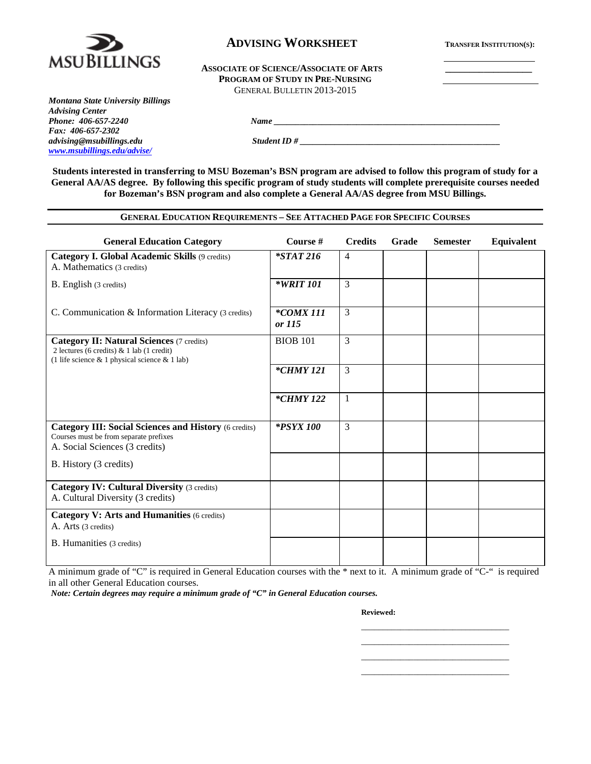MSU BILLINGS

# ADVISING WORKSHEET

**TRANSFER INSTITUTION(S):**

\_\_\_\_\_\_\_\_\_\_\_\_\_\_\_\_\_\_\_\_

\_\_\_\_\_\_\_\_\_\_\_\_\_\_\_\_\_\_\_\_

\_\_\_\_\_\_\_\_\_\_\_\_\_\_\_\_\_\_\_\_

**ASSOCIATE OF SCIENCE/ASSOCIATE OF ARTS**
**PROGRAM OF STUDY IN PRE-NURSING**
GENERAL BULLETIN 2013-2015

***Montana State University Billings***
***Advising Center***
***Phone: 406-657-2240***
***Fax: 406-657-2302***
***advising@msubillings.edu***
***www.msubillings.edu/advise/***

***Name*** \_\_\_\_\_\_\_\_\_\_\_\_\_\_\_\_\_\_\_\_\_\_\_\_\_\_\_\_\_\_\_\_\_\_\_\_\_\_\_\_\_\_\_\_\_\_\_\_

***Student ID #*** \_\_\_\_\_\_\_\_\_\_\_\_\_\_\_\_\_\_\_\_\_\_\_\_\_\_\_\_\_\_\_\_\_\_\_\_\_\_\_\_\_\_\_

**Students interested in transferring to MSU Bozeman's BSN program are advised to follow this program of study for a General AA/AS degree. By following this specific program of study students will complete prerequisite courses needed for Bozeman's BSN program and also complete a General AA/AS degree from MSU Billings.**

## GENERAL EDUCATION REQUIREMENTS – SEE ATTACHED PAGE FOR SPECIFIC COURSES

| General Education Category | Course # | Credits | Grade | Semester | Equivalent |
|---|---|---|---|---|---|
| **Category I. Global Academic Skills** (9 credits)<br>A. Mathematics (3 credits) | ***STAT 216** | 4 | | | |
| B. English (3 credits) | ***WRIT 101** | 3 | | | |
| C. Communication & Information Literacy (3 credits) | ***COMX 111 or 115** | 3 | | | |
| **Category II: Natural Sciences** (7 credits)<br>2 lectures (6 credits) & 1 lab (1 credit)<br>(1 life science & 1 physical science & 1 lab) | BIOB 101 | 3 | | | |
| | ***CHMY 121** | 3 | | | |
| | ***CHMY 122** | 1 | | | |
| **Category III: Social Sciences and History** (6 credits)<br>Courses must be from separate prefixes<br>A. Social Sciences (3 credits) | ***PSYX 100** | 3 | | | |
| B. History (3 credits) | | | | | |
| **Category IV: Cultural Diversity** (3 credits)<br>A. Cultural Diversity (3 credits) | | | | | |
| **Category V: Arts and Humanities** (6 credits)<br>A. Arts (3 credits) | | | | | |
| B. Humanities (3 credits) | | | | | |

A minimum grade of "C" is required in General Education courses with the * next to it. A minimum grade of "C-" is required in all other General Education courses.

***Note: Certain degrees may require a minimum grade of "C" in General Education courses.***

**Reviewed:**

\_\_\_\_\_\_\_\_\_\_\_\_\_\_\_\_\_\_\_\_\_\_\_\_\_\_\_\_\_\_

\_\_\_\_\_\_\_\_\_\_\_\_\_\_\_\_\_\_\_\_\_\_\_\_\_\_\_\_\_\_

\_\_\_\_\_\_\_\_\_\_\_\_\_\_\_\_\_\_\_\_\_\_\_\_\_\_\_\_\_\_

\_\_\_\_\_\_\_\_\_\_\_\_\_\_\_\_\_\_\_\_\_\_\_\_\_\_\_\_\_\_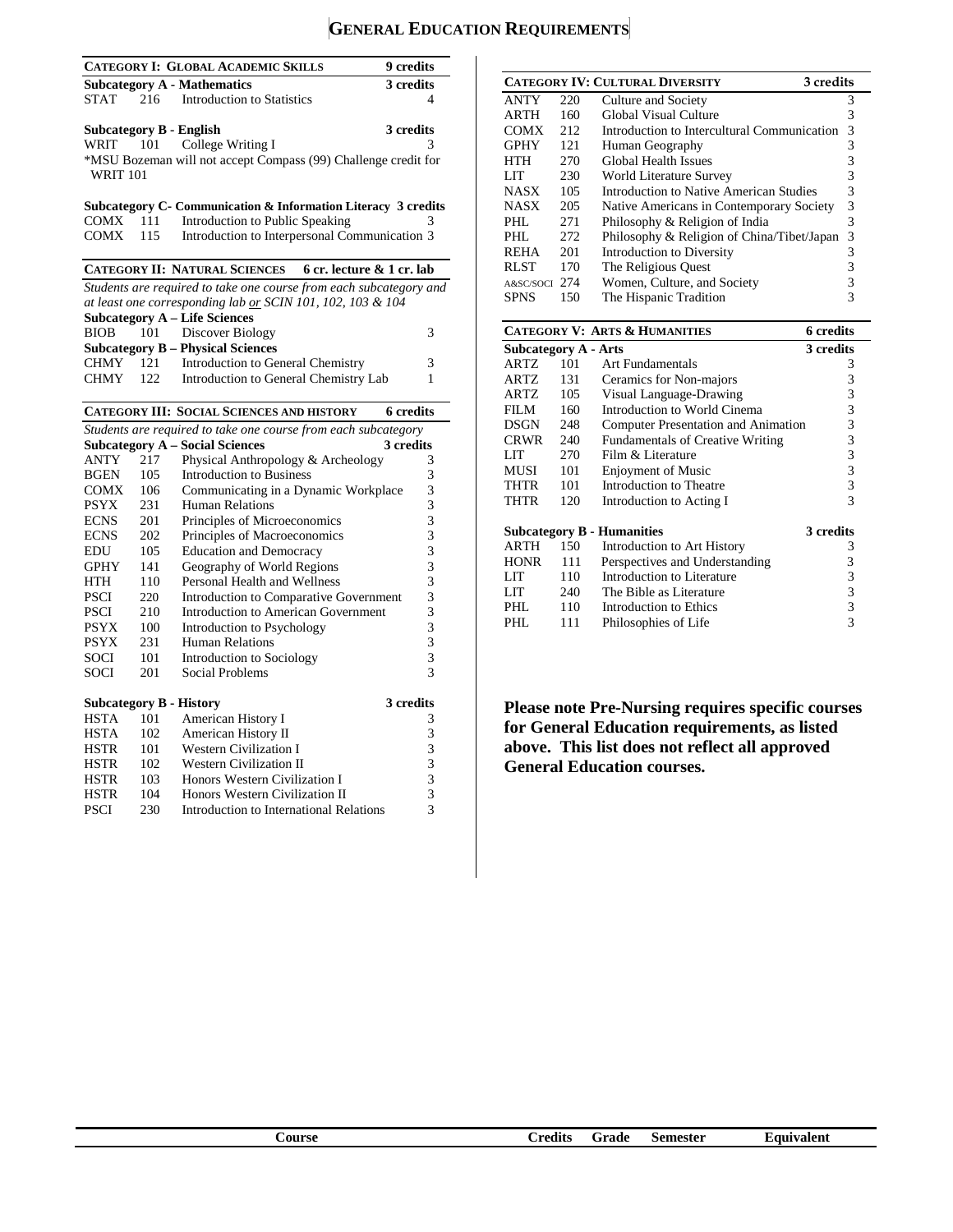# General Education Requirements

| **Category I: Global Academic Skills** | | | **9 credits** |
|---|---|---|---|
| **Subcategory A - Mathematics** | | | **3 credits** |
| STAT | 216 | Introduction to Statistics | 4 |
| **Subcategory B - English** | | | **3 credits** |
| WRIT | 101 | College Writing I | 3 |

*MSU Bozeman will not accept Compass (99) Challenge credit for WRIT 101

| **Subcategory C- Communication & Information Literacy** | | | **3 credits** |
|---|---|---|---|
| COMX | 111 | Introduction to Public Speaking | 3 |
| COMX | 115 | Introduction to Interpersonal Communication | 3 |

| **Category II: Natural Sciences** | | | **6 cr. lecture & 1 cr. lab** |
|---|---|---|---|

*Students are required to take one course from each subcategory and at least one corresponding lab* *or* *SCIN 101, 102, 103 & 104*

| **Subcategory A – Life Sciences** | | | |
|---|---|---|---|
| BIOB | 101 | Discover Biology | 3 |
| **Subcategory B – Physical Sciences** | | | |
| CHMY | 121 | Introduction to General Chemistry | 3 |
| CHMY | 122 | Introduction to General Chemistry Lab | 1 |

| **Category III: Social Sciences and History** | | | **6 credits** |
|---|---|---|---|

*Students are required to take one course from each subcategory*

| **Subcategory A – Social Sciences** | | | **3 credits** |
|---|---|---|---|
| ANTY | 217 | Physical Anthropology & Archeology | 3 |
| BGEN | 105 | Introduction to Business | 3 |
| COMX | 106 | Communicating in a Dynamic Workplace | 3 |
| PSYX | 231 | Human Relations | 3 |
| ECNS | 201 | Principles of Microeconomics | 3 |
| ECNS | 202 | Principles of Macroeconomics | 3 |
| EDU | 105 | Education and Democracy | 3 |
| GPHY | 141 | Geography of World Regions | 3 |
| HTH | 110 | Personal Health and Wellness | 3 |
| PSCI | 220 | Introduction to Comparative Government | 3 |
| PSCI | 210 | Introduction to American Government | 3 |
| PSYX | 100 | Introduction to Psychology | 3 |
| PSYX | 231 | Human Relations | 3 |
| SOCI | 101 | Introduction to Sociology | 3 |
| SOCI | 201 | Social Problems | 3 |
| **Subcategory B - History** | | | **3 credits** |
| HSTA | 101 | American History I | 3 |
| HSTA | 102 | American History II | 3 |
| HSTR | 101 | Western Civilization I | 3 |
| HSTR | 102 | Western Civilization II | 3 |
| HSTR | 103 | Honors Western Civilization I | 3 |
| HSTR | 104 | Honors Western Civilization II | 3 |
| PSCI | 230 | Introduction to International Relations | 3 |

| **Category IV: Cultural Diversity** | | | **3 credits** |
|---|---|---|---|
| ANTY | 220 | Culture and Society | 3 |
| ARTH | 160 | Global Visual Culture | 3 |
| COMX | 212 | Introduction to Intercultural Communication | 3 |
| GPHY | 121 | Human Geography | 3 |
| HTH | 270 | Global Health Issues | 3 |
| LIT | 230 | World Literature Survey | 3 |
| NASX | 105 | Introduction to Native American Studies | 3 |
| NASX | 205 | Native Americans in Contemporary Society | 3 |
| PHL | 271 | Philosophy & Religion of India | 3 |
| PHL | 272 | Philosophy & Religion of China/Tibet/Japan | 3 |
| REHA | 201 | Introduction to Diversity | 3 |
| RLST | 170 | The Religious Quest | 3 |
| A&SC/SOCI | 274 | Women, Culture, and Society | 3 |
| SPNS | 150 | The Hispanic Tradition | 3 |

| **Category V: Arts & Humanities** | | | **6 credits** |
|---|---|---|---|
| **Subcategory A - Arts** | | | **3 credits** |
| ARTZ | 101 | Art Fundamentals | 3 |
| ARTZ | 131 | Ceramics for Non-majors | 3 |
| ARTZ | 105 | Visual Language-Drawing | 3 |
| FILM | 160 | Introduction to World Cinema | 3 |
| DSGN | 248 | Computer Presentation and Animation | 3 |
| CRWR | 240 | Fundamentals of Creative Writing | 3 |
| LIT | 270 | Film & Literature | 3 |
| MUSI | 101 | Enjoyment of Music | 3 |
| THTR | 101 | Introduction to Theatre | 3 |
| THTR | 120 | Introduction to Acting I | 3 |
| **Subcategory B - Humanities** | | | **3 credits** |
| ARTH | 150 | Introduction to Art History | 3 |
| HONR | 111 | Perspectives and Understanding | 3 |
| LIT | 110 | Introduction to Literature | 3 |
| LIT | 240 | The Bible as Literature | 3 |
| PHL | 110 | Introduction to Ethics | 3 |
| PHL | 111 | Philosophies of Life | 3 |

**Please note Pre-Nursing requires specific courses for General Education requirements, as listed above. This list does not reflect all approved General Education courses.**

| Course | Credits | Grade | Semester | Equivalent |
|---|---|---|---|---|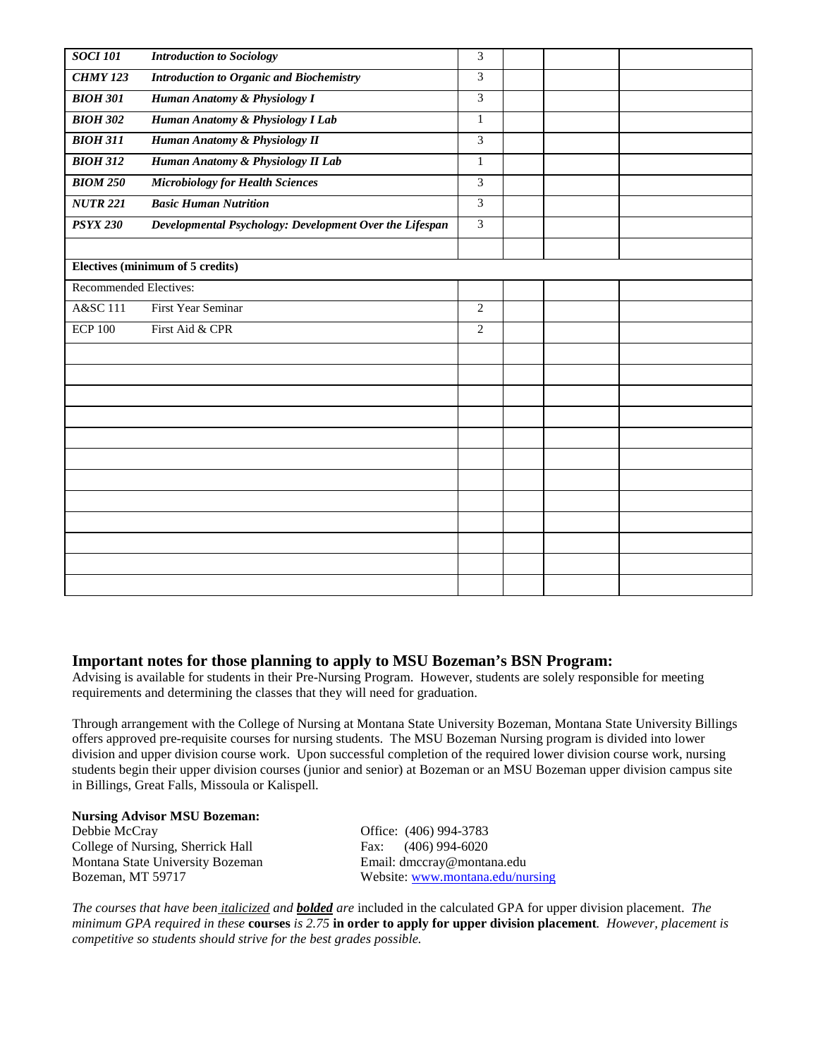| | | | | | |
|---|---|---|---|---|---|
| ***SOCI 101*** | ***Introduction to Sociology*** | 3 | | | |
| ***CHMY 123*** | ***Introduction to Organic and Biochemistry*** | 3 | | | |
| ***BIOH 301*** | ***Human Anatomy & Physiology I*** | 3 | | | |
| ***BIOH 302*** | ***Human Anatomy & Physiology I Lab*** | 1 | | | |
| ***BIOH 311*** | ***Human Anatomy & Physiology II*** | 3 | | | |
| ***BIOH 312*** | ***Human Anatomy & Physiology II Lab*** | 1 | | | |
| ***BIOM 250*** | ***Microbiology for Health Sciences*** | 3 | | | |
| ***NUTR 221*** | ***Basic Human Nutrition*** | 3 | | | |
| ***PSYX 230*** | ***Developmental Psychology: Development Over the Lifespan*** | 3 | | | |
| | | | | | |
| **Electives (minimum of 5 credits)** | | | | | |
| Recommended Electives: | | | | | |
| A&SC 111 | First Year Seminar | 2 | | | |
| ECP 100 | First Aid & CPR | 2 | | | |
| | | | | | |
| | | | | | |
| | | | | | |
| | | | | | |
| | | | | | |
| | | | | | |
| | | | | | |
| | | | | | |
| | | | | | |
| | | | | | |
| | | | | | |
| | | | | | |

## Important notes for those planning to apply to MSU Bozeman's BSN Program:

Advising is available for students in their Pre-Nursing Program. However, students are solely responsible for meeting requirements and determining the classes that they will need for graduation.

Through arrangement with the College of Nursing at Montana State University Bozeman, Montana State University Billings offers approved pre-requisite courses for nursing students. The MSU Bozeman Nursing program is divided into lower division and upper division course work. Upon successful completion of the required lower division course work, nursing students begin their upper division courses (junior and senior) at Bozeman or an MSU Bozeman upper division campus site in Billings, Great Falls, Missoula or Kalispell.

**Nursing Advisor MSU Bozeman:**

Debbie McCray
College of Nursing, Sherrick Hall
Montana State University Bozeman
Bozeman, MT 59717

Office: (406) 994-3783
Fax: (406) 994-6020
Email: dmccray@montana.edu
Website: www.montana.edu/nursing

*The courses that have been italicized and* ***bolded*** *are* included in the calculated GPA for upper division placement. *The minimum GPA required in these* **courses** *is 2.75* **in order to apply for upper division placement***. However, placement is competitive so students should strive for the best grades possible.*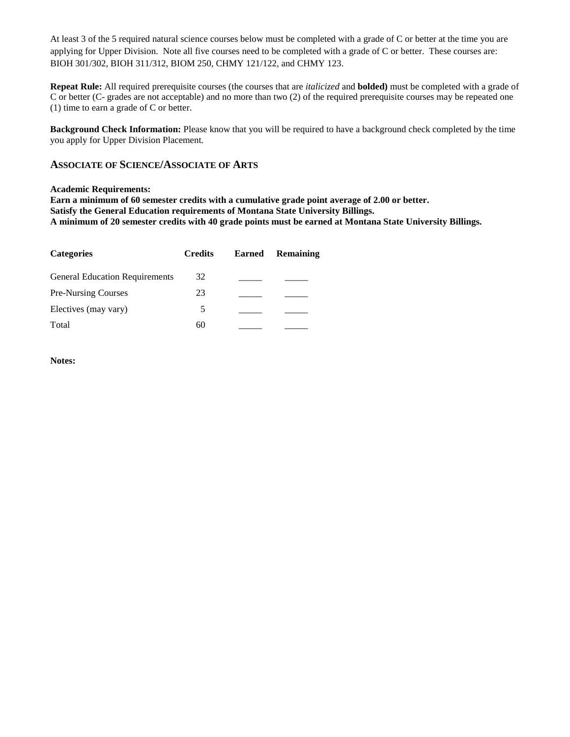At least 3 of the 5 required natural science courses below must be completed with a grade of C or better at the time you are applying for Upper Division. Note all five courses need to be completed with a grade of C or better. These courses are: BIOH 301/302, BIOH 311/312, BIOM 250, CHMY 121/122, and CHMY 123.

**Repeat Rule:** All required prerequisite courses (the courses that are *italicized* and **bolded)** must be completed with a grade of C or better (C- grades are not acceptable) and no more than two (2) of the required prerequisite courses may be repeated one (1) time to earn a grade of C or better.

**Background Check Information:** Please know that you will be required to have a background check completed by the time you apply for Upper Division Placement.

## ASSOCIATE OF SCIENCE/ASSOCIATE OF ARTS

**Academic Requirements:**
**Earn a minimum of 60 semester credits with a cumulative grade point average of 2.00 or better.**
**Satisfy the General Education requirements of Montana State University Billings.**
**A minimum of 20 semester credits with 40 grade points must be earned at Montana State University Billings.**

| Categories | Credits | Earned | Remaining |
|---|---|---|---|
| General Education Requirements | 32 | _____ | _____ |
| Pre-Nursing Courses | 23 | _____ | _____ |
| Electives (may vary) | 5 | _____ | _____ |
| Total | 60 | _____ | _____ |

**Notes:**